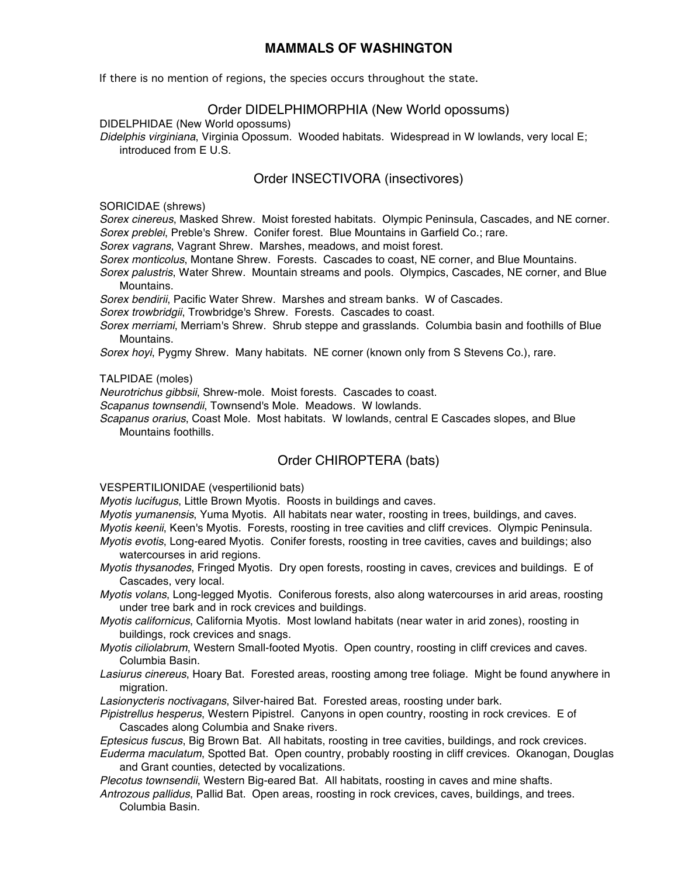# MAMMALS OF WASHINGTON

If there is no mention of regions, the species occurs throughout the state.

## Order DIDELPHIMORPHIA (New World opossums)

DIDELPHIDAE (New World opossums)

*Didelphis virginiana*, Virginia Opossum. Wooded habitats. Widespread in W lowlands, very local E; introduced from E U.S.

## Order INSECTIVORA (insectivores)

SORICIDAE (shrews)

*Sorex cinereus*, Masked Shrew. Moist forested habitats. Olympic Peninsula, Cascades, and NE corner.

*Sorex preblei*, Preble's Shrew. Conifer forest. Blue Mountains in Garfield Co.; rare.

*Sorex vagrans*, Vagrant Shrew. Marshes, meadows, and moist forest.

*Sorex monticolus*, Montane Shrew. Forests. Cascades to coast, NE corner, and Blue Mountains.

*Sorex palustris*, Water Shrew. Mountain streams and pools. Olympics, Cascades, NE corner, and Blue Mountains.

*Sorex bendirii*, Pacific Water Shrew. Marshes and stream banks. W of Cascades.

*Sorex trowbridgii*, Trowbridge's Shrew. Forests. Cascades to coast.

*Sorex merriami*, Merriam's Shrew. Shrub steppe and grasslands. Columbia basin and foothills of Blue Mountains.

*Sorex hoyi*, Pygmy Shrew. Many habitats. NE corner (known only from S Stevens Co.), rare.

TALPIDAE (moles)

*Neurotrichus gibbsii*, Shrew-mole. Moist forests. Cascades to coast.

*Scapanus townsendii*, Townsend's Mole. Meadows. W lowlands.

*Scapanus orarius*, Coast Mole. Most habitats. W lowlands, central E Cascades slopes, and Blue Mountains foothills.

## Order CHIROPTERA (bats)

VESPERTILIONIDAE (vespertilionid bats)

*Myotis lucifugus*, Little Brown Myotis. Roosts in buildings and caves.

*Myotis yumanensis*, Yuma Myotis. All habitats near water, roosting in trees, buildings, and caves.

*Myotis keenii*, Keen's Myotis. Forests, roosting in tree cavities and cliff crevices. Olympic Peninsula.

*Myotis evotis*, Long-eared Myotis. Conifer forests, roosting in tree cavities, caves and buildings; also watercourses in arid regions.

*Myotis thysanodes*, Fringed Myotis. Dry open forests, roosting in caves, crevices and buildings. E of Cascades, very local.

*Myotis volans*, Long-legged Myotis. Coniferous forests, also along watercourses in arid areas, roosting under tree bark and in rock crevices and buildings.

*Myotis californicus*, California Myotis. Most lowland habitats (near water in arid zones), roosting in buildings, rock crevices and snags.

*Myotis ciliolabrum*, Western Small-footed Myotis. Open country, roosting in cliff crevices and caves. Columbia Basin.

*Lasiurus cinereus*, Hoary Bat. Forested areas, roosting among tree foliage. Might be found anywhere in migration.

*Lasionycteris noctivagans*, Silver-haired Bat. Forested areas, roosting under bark.

*Pipistrellus hesperus*, Western Pipistrel. Canyons in open country, roosting in rock crevices. E of Cascades along Columbia and Snake rivers.

*Eptesicus fuscus*, Big Brown Bat. All habitats, roosting in tree cavities, buildings, and rock crevices.

*Euderma maculatum*, Spotted Bat. Open country, probably roosting in cliff crevices. Okanogan, Douglas and Grant counties, detected by vocalizations.

*Plecotus townsendii*, Western Big-eared Bat. All habitats, roosting in caves and mine shafts.

*Antrozous pallidus*, Pallid Bat. Open areas, roosting in rock crevices, caves, buildings, and trees. Columbia Basin.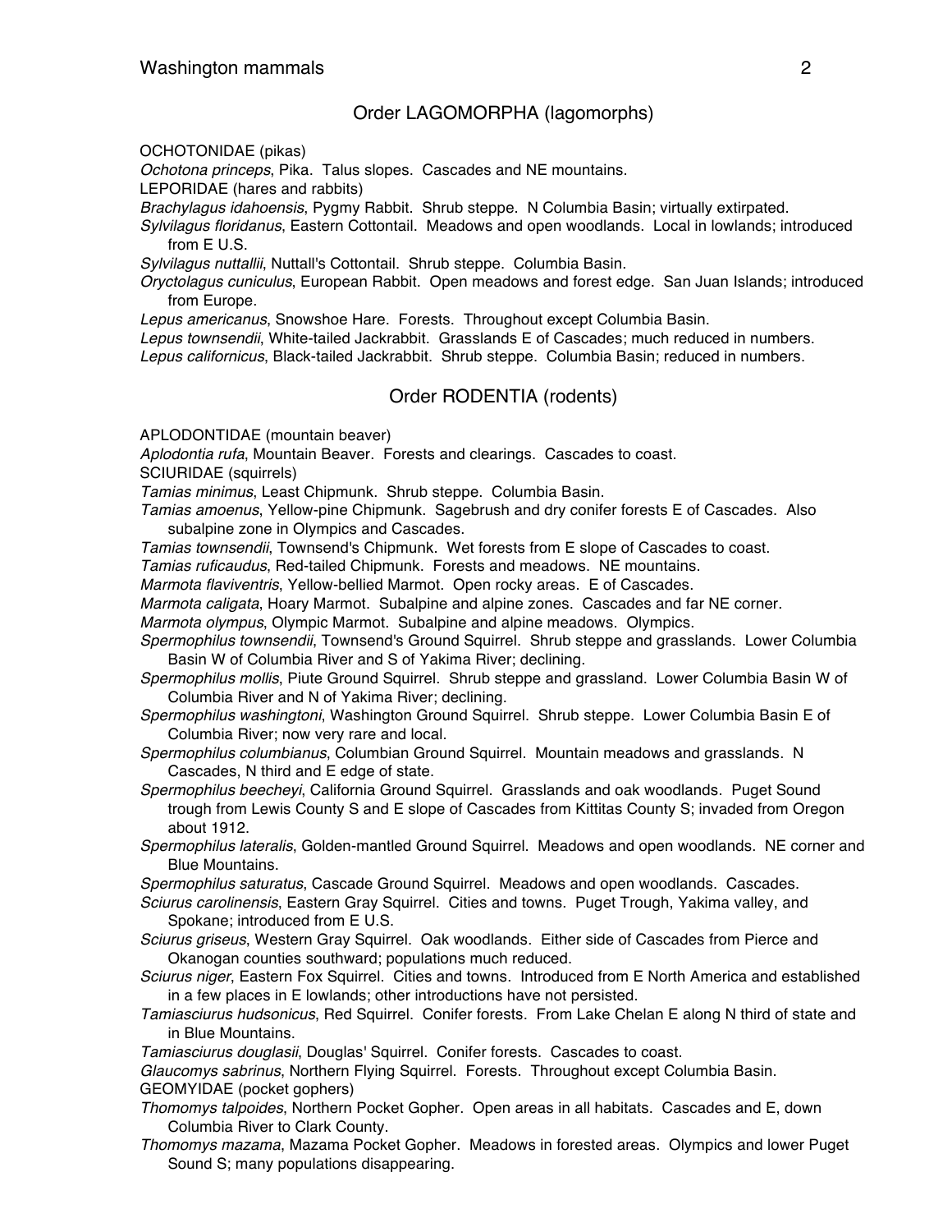## Order LAGOMORPHA (lagomorphs)

OCHOTONIDAE (pikas)

*Ochotona princeps*, Pika. Talus slopes. Cascades and NE mountains.

LEPORIDAE (hares and rabbits)

*Brachylagus idahoensis*, Pygmy Rabbit. Shrub steppe. N Columbia Basin; virtually extirpated.

*Sylvilagus floridanus*, Eastern Cottontail. Meadows and open woodlands. Local in lowlands; introduced from E U.S.

*Sylvilagus nuttallii*, Nuttall's Cottontail. Shrub steppe. Columbia Basin.

*Oryctolagus cuniculus*, European Rabbit. Open meadows and forest edge. San Juan Islands; introduced from Europe.

*Lepus americanus*, Snowshoe Hare. Forests. Throughout except Columbia Basin.

*Lepus townsendii*, White-tailed Jackrabbit. Grasslands E of Cascades; much reduced in numbers.

*Lepus californicus*, Black-tailed Jackrabbit. Shrub steppe. Columbia Basin; reduced in numbers.

## Order RODENTIA (rodents)

APLODONTIDAE (mountain beaver)

*Aplodontia rufa*, Mountain Beaver. Forests and clearings. Cascades to coast.

SCIURIDAE (squirrels)

*Tamias minimus*, Least Chipmunk. Shrub steppe. Columbia Basin.

*Tamias amoenus*, Yellow-pine Chipmunk. Sagebrush and dry conifer forests E of Cascades. Also subalpine zone in Olympics and Cascades.

*Tamias townsendii*, Townsend's Chipmunk. Wet forests from E slope of Cascades to coast.

*Tamias ruficaudus*, Red-tailed Chipmunk. Forests and meadows. NE mountains.

*Marmota flaviventris*, Yellow-bellied Marmot. Open rocky areas. E of Cascades.

*Marmota caligata*, Hoary Marmot. Subalpine and alpine zones. Cascades and far NE corner.

*Marmota olympus*, Olympic Marmot. Subalpine and alpine meadows. Olympics.

*Spermophilus townsendii*, Townsend's Ground Squirrel. Shrub steppe and grasslands. Lower Columbia Basin W of Columbia River and S of Yakima River; declining.

*Spermophilus mollis*, Piute Ground Squirrel. Shrub steppe and grassland. Lower Columbia Basin W of Columbia River and N of Yakima River; declining.

*Spermophilus washingtoni*, Washington Ground Squirrel. Shrub steppe. Lower Columbia Basin E of Columbia River; now very rare and local.

*Spermophilus columbianus*, Columbian Ground Squirrel. Mountain meadows and grasslands. N Cascades, N third and E edge of state.

*Spermophilus beecheyi*, California Ground Squirrel. Grasslands and oak woodlands. Puget Sound trough from Lewis County S and E slope of Cascades from Kittitas County S; invaded from Oregon about 1912.

*Spermophilus lateralis*, Golden-mantled Ground Squirrel. Meadows and open woodlands. NE corner and Blue Mountains.

*Spermophilus saturatus*, Cascade Ground Squirrel. Meadows and open woodlands. Cascades.

*Sciurus carolinensis*, Eastern Gray Squirrel. Cities and towns. Puget Trough, Yakima valley, and Spokane; introduced from E U.S.

*Sciurus griseus*, Western Gray Squirrel. Oak woodlands. Either side of Cascades from Pierce and Okanogan counties southward; populations much reduced.

*Sciurus niger*, Eastern Fox Squirrel. Cities and towns. Introduced from E North America and established in a few places in E lowlands; other introductions have not persisted.

*Tamiasciurus hudsonicus*, Red Squirrel. Conifer forests. From Lake Chelan E along N third of state and in Blue Mountains.

*Tamiasciurus douglasii*, Douglas' Squirrel. Conifer forests. Cascades to coast.

*Glaucomys sabrinus*, Northern Flying Squirrel. Forests. Throughout except Columbia Basin.

GEOMYIDAE (pocket gophers)

*Thomomys talpoides*, Northern Pocket Gopher. Open areas in all habitats. Cascades and E, down Columbia River to Clark County.

*Thomomys mazama*, Mazama Pocket Gopher. Meadows in forested areas. Olympics and lower Puget Sound S; many populations disappearing.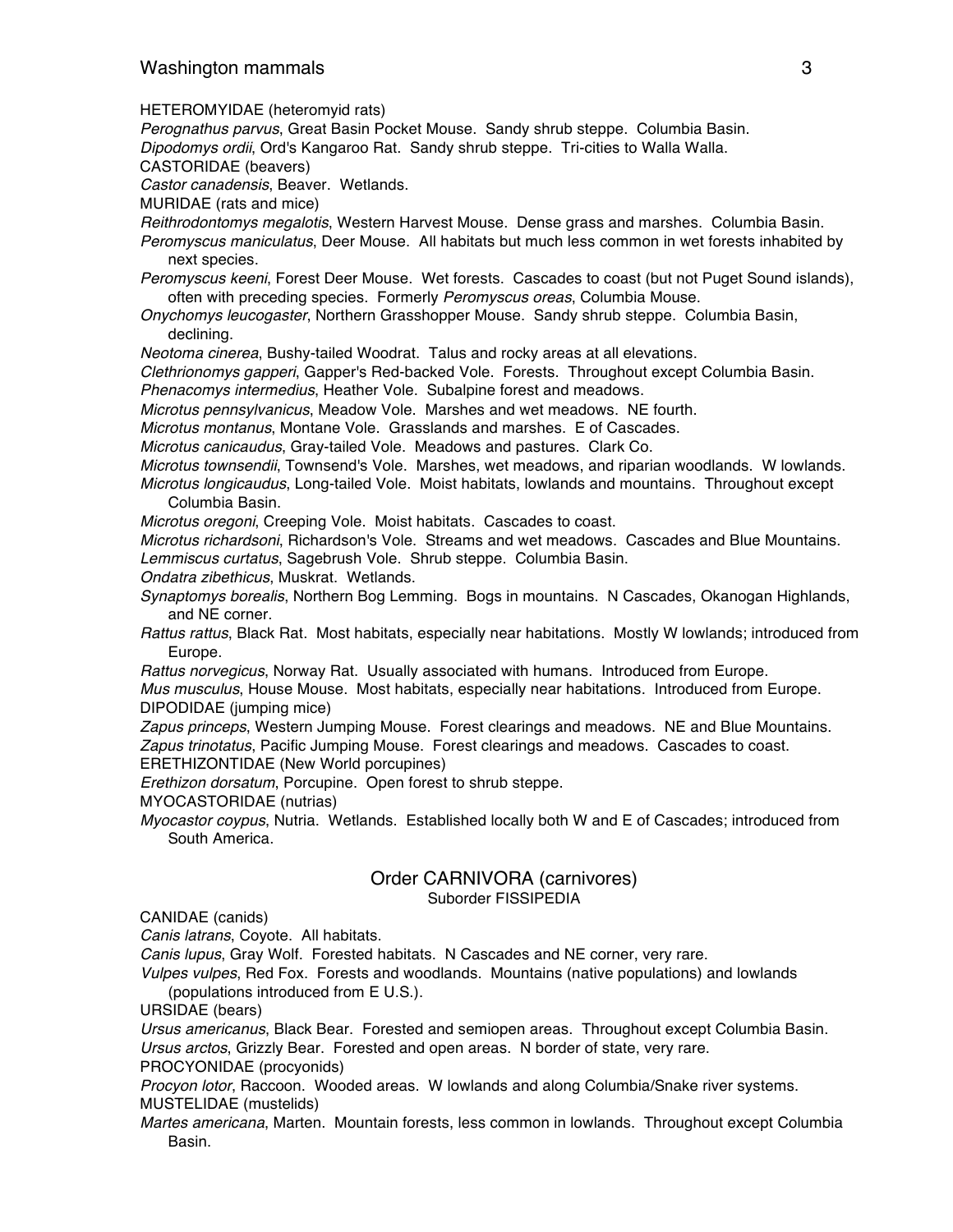HETEROMYIDAE (heteromyid rats)

*Perognathus parvus*, Great Basin Pocket Mouse. Sandy shrub steppe. Columbia Basin.

*Dipodomys ordii*, Ord's Kangaroo Rat. Sandy shrub steppe. Tri-cities to Walla Walla.

CASTORIDAE (beavers)

*Castor canadensis*, Beaver. Wetlands.

MURIDAE (rats and mice)

*Reithrodontomys megalotis*, Western Harvest Mouse. Dense grass and marshes. Columbia Basin.

*Peromyscus maniculatus*, Deer Mouse. All habitats but much less common in wet forests inhabited by next species.

*Peromyscus keeni*, Forest Deer Mouse. Wet forests. Cascades to coast (but not Puget Sound islands), often with preceding species. Formerly *Peromyscus oreas*, Columbia Mouse.

*Onychomys leucogaster*, Northern Grasshopper Mouse. Sandy shrub steppe. Columbia Basin, declining.

*Neotoma cinerea*, Bushy-tailed Woodrat. Talus and rocky areas at all elevations.

*Clethrionomys gapperi*, Gapper's Red-backed Vole. Forests. Throughout except Columbia Basin.

*Phenacomys intermedius*, Heather Vole. Subalpine forest and meadows.

*Microtus pennsylvanicus*, Meadow Vole. Marshes and wet meadows. NE fourth.

*Microtus montanus*, Montane Vole. Grasslands and marshes. E of Cascades.

*Microtus canicaudus*, Gray-tailed Vole. Meadows and pastures. Clark Co.

*Microtus townsendii*, Townsend's Vole. Marshes, wet meadows, and riparian woodlands. W lowlands.

*Microtus longicaudus*, Long-tailed Vole. Moist habitats, lowlands and mountains. Throughout except Columbia Basin.

*Microtus oregoni*, Creeping Vole. Moist habitats. Cascades to coast.

*Microtus richardsoni*, Richardson's Vole. Streams and wet meadows. Cascades and Blue Mountains.

*Lemmiscus curtatus*, Sagebrush Vole. Shrub steppe. Columbia Basin.

*Ondatra zibethicus*, Muskrat. Wetlands.

*Synaptomys borealis*, Northern Bog Lemming. Bogs in mountains. N Cascades, Okanogan Highlands, and NE corner.

*Rattus rattus*, Black Rat. Most habitats, especially near habitations. Mostly W lowlands; introduced from Europe.

*Rattus norvegicus*, Norway Rat. Usually associated with humans. Introduced from Europe.

*Mus musculus*, House Mouse. Most habitats, especially near habitations. Introduced from Europe.

DIPODIDAE (jumping mice)

*Zapus princeps*, Western Jumping Mouse. Forest clearings and meadows. NE and Blue Mountains.

*Zapus trinotatus*, Pacific Jumping Mouse. Forest clearings and meadows. Cascades to coast.

ERETHIZONTIDAE (New World porcupines)

*Erethizon dorsatum*, Porcupine. Open forest to shrub steppe.

MYOCASTORIDAE (nutrias)

*Myocastor coypus*, Nutria. Wetlands. Established locally both W and E of Cascades; introduced from South America.

## Order CARNIVORA (carnivores)

### Suborder FISSIPEDIA

CANIDAE (canids)

*Canis latrans*, Coyote. All habitats.

*Canis lupus*, Gray Wolf. Forested habitats. N Cascades and NE corner, very rare.

*Vulpes vulpes*, Red Fox. Forests and woodlands. Mountains (native populations) and lowlands (populations introduced from E U.S.).

URSIDAE (bears)

*Ursus americanus*, Black Bear. Forested and semiopen areas. Throughout except Columbia Basin.

*Ursus arctos*, Grizzly Bear. Forested and open areas. N border of state, very rare.

PROCYONIDAE (procyonids)

*Procyon lotor*, Raccoon. Wooded areas. W lowlands and along Columbia/Snake river systems.

MUSTELIDAE (mustelids)

*Martes americana*, Marten. Mountain forests, less common in lowlands. Throughout except Columbia Basin.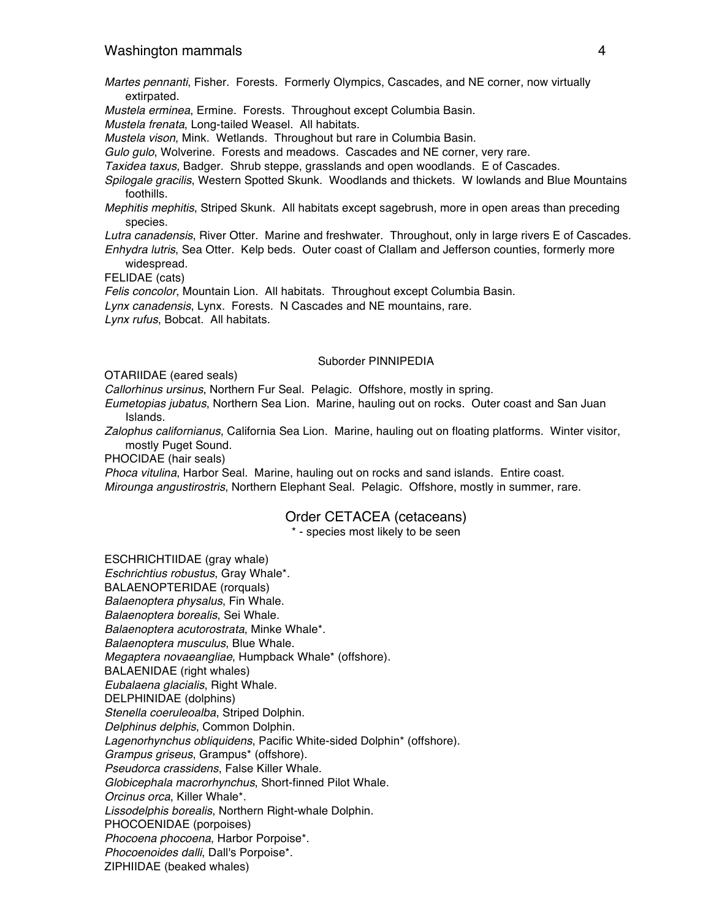*Martes pennanti*, Fisher. Forests. Formerly Olympics, Cascades, and NE corner, now virtually extirpated.
*Mustela erminea*, Ermine. Forests. Throughout except Columbia Basin.
*Mustela frenata*, Long-tailed Weasel. All habitats.
*Mustela vison*, Mink. Wetlands. Throughout but rare in Columbia Basin.
*Gulo gulo*, Wolverine. Forests and meadows. Cascades and NE corner, very rare.
*Taxidea taxus*, Badger. Shrub steppe, grasslands and open woodlands. E of Cascades.
*Spilogale gracilis*, Western Spotted Skunk. Woodlands and thickets. W lowlands and Blue Mountains foothills.
*Mephitis mephitis*, Striped Skunk. All habitats except sagebrush, more in open areas than preceding species.
*Lutra canadensis*, River Otter. Marine and freshwater. Throughout, only in large rivers E of Cascades.
*Enhydra lutris*, Sea Otter. Kelp beds. Outer coast of Clallam and Jefferson counties, formerly more widespread.
FELIDAE (cats)
*Felis concolor*, Mountain Lion. All habitats. Throughout except Columbia Basin.
*Lynx canadensis*, Lynx. Forests. N Cascades and NE mountains, rare.
*Lynx rufus*, Bobcat. All habitats.

### Suborder PINNIPEDIA

OTARIIDAE (eared seals)
*Callorhinus ursinus*, Northern Fur Seal. Pelagic. Offshore, mostly in spring.
*Eumetopias jubatus*, Northern Sea Lion. Marine, hauling out on rocks. Outer coast and San Juan Islands.
*Zalophus californianus*, California Sea Lion. Marine, hauling out on floating platforms. Winter visitor, mostly Puget Sound.
PHOCIDAE (hair seals)
*Phoca vitulina*, Harbor Seal. Marine, hauling out on rocks and sand islands. Entire coast.
*Mirounga angustirostris*, Northern Elephant Seal. Pelagic. Offshore, mostly in summer, rare.

## Order CETACEA (cetaceans)

\* - species most likely to be seen

ESCHRICHTIIDAE (gray whale)
*Eschrichtius robustus*, Gray Whale*.
BALAENOPTERIDAE (rorquals)
*Balaenoptera physalus*, Fin Whale.
*Balaenoptera borealis*, Sei Whale.
*Balaenoptera acutorostrata*, Minke Whale*.
*Balaenoptera musculus*, Blue Whale.
*Megaptera novaeangliae*, Humpback Whale* (offshore).
BALAENIDAE (right whales)
*Eubalaena glacialis*, Right Whale.
DELPHINIDAE (dolphins)
*Stenella coeruleoalba*, Striped Dolphin.
*Delphinus delphis*, Common Dolphin.
*Lagenorhynchus obliquidens*, Pacific White-sided Dolphin* (offshore).
*Grampus griseus*, Grampus* (offshore).
*Pseudorca crassidens*, False Killer Whale.
*Globicephala macrorhynchus*, Short-finned Pilot Whale.
*Orcinus orca*, Killer Whale*.
*Lissodelphis borealis*, Northern Right-whale Dolphin.
PHOCOENIDAE (porpoises)
*Phocoena phocoena*, Harbor Porpoise*.
*Phocoenoides dalli*, Dall's Porpoise*.
ZIPHIIDAE (beaked whales)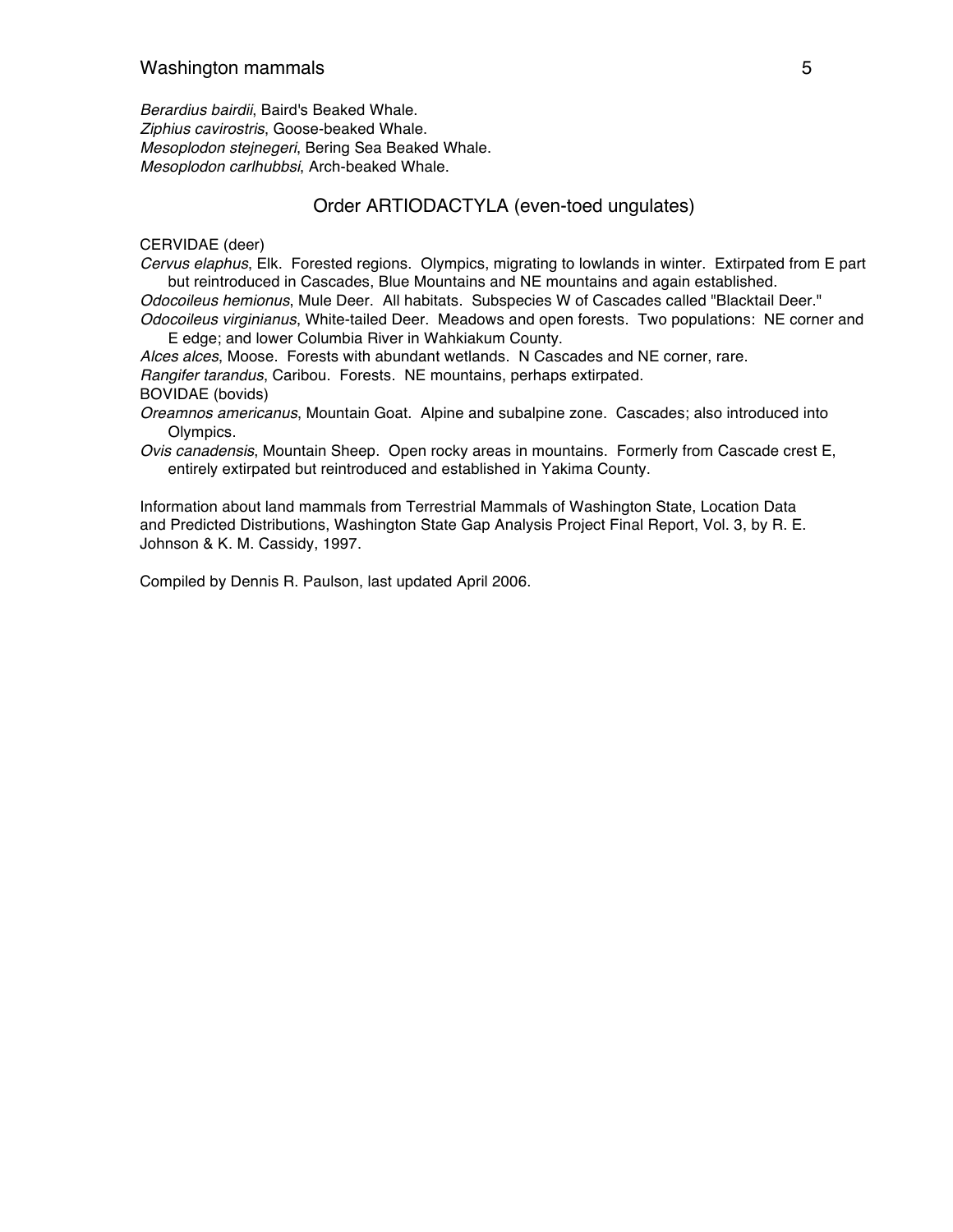*Berardius bairdii*, Baird's Beaked Whale.
*Ziphius cavirostris*, Goose-beaked Whale.
*Mesoplodon stejnegeri*, Bering Sea Beaked Whale.
*Mesoplodon carlhubbsi*, Arch-beaked Whale.

## Order ARTIODACTYLA (even-toed ungulates)

CERVIDAE (deer)

*Cervus elaphus*, Elk. Forested regions. Olympics, migrating to lowlands in winter. Extirpated from E part but reintroduced in Cascades, Blue Mountains and NE mountains and again established.

*Odocoileus hemionus*, Mule Deer. All habitats. Subspecies W of Cascades called "Blacktail Deer."

*Odocoileus virginianus*, White-tailed Deer. Meadows and open forests. Two populations: NE corner and E edge; and lower Columbia River in Wahkiakum County.

*Alces alces*, Moose. Forests with abundant wetlands. N Cascades and NE corner, rare.

*Rangifer tarandus*, Caribou. Forests. NE mountains, perhaps extirpated.

BOVIDAE (bovids)

*Oreamnos americanus*, Mountain Goat. Alpine and subalpine zone. Cascades; also introduced into Olympics.

*Ovis canadensis*, Mountain Sheep. Open rocky areas in mountains. Formerly from Cascade crest E, entirely extirpated but reintroduced and established in Yakima County.

Information about land mammals from Terrestrial Mammals of Washington State, Location Data and Predicted Distributions, Washington State Gap Analysis Project Final Report, Vol. 3, by R. E. Johnson & K. M. Cassidy, 1997.

Compiled by Dennis R. Paulson, last updated April 2006.